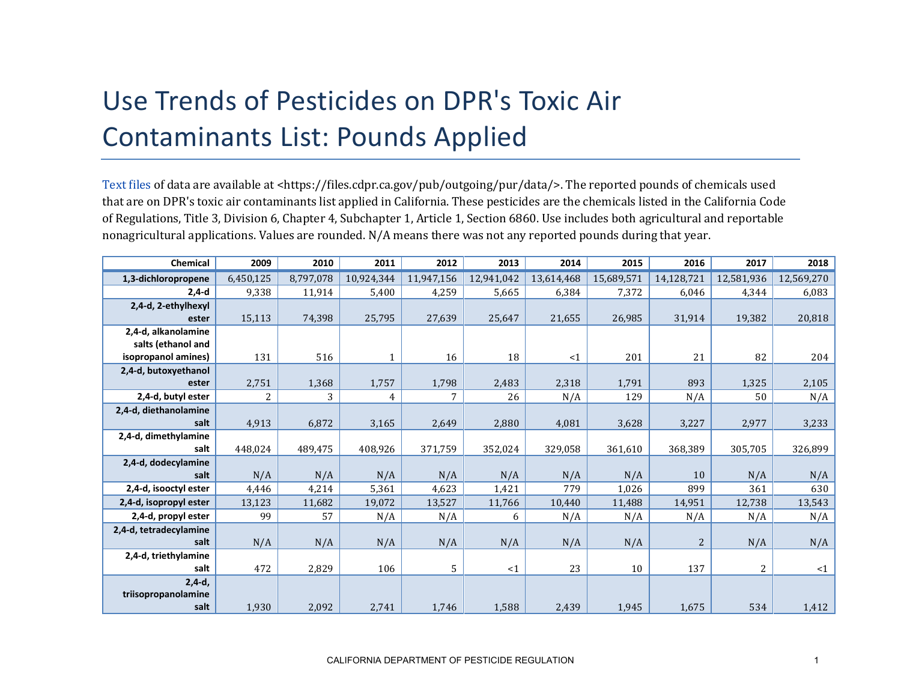# Use Trends of Pesticides on DPR's Toxic Air Contaminants List: Pounds Applied

Text files of data are available at <https://files.cdpr.ca.gov/pub/outgoing/pur/data/>. The reported pounds of chemicals used that are on DPR's toxic air contaminants list applied in California. These pesticides are the chemicals listed in the California Code of Regulations, Title 3, Division 6, Chapter 4, Subchapter 1, Article 1, Section 6860. Use includes both agricultural and reportable nonagricultural applications. Values are rounded. N/A means there was not any reported pounds during that year.

| Chemical | 2009 | 2010 | 2011 | 2012 | 2013 | 2014 | 2015 | 2016 | 2017 | 2018 |
|---|---|---|---|---|---|---|---|---|---|---|
| 1,3-dichloropropene | 6,450,125 | 8,797,078 | 10,924,344 | 11,947,156 | 12,941,042 | 13,614,468 | 15,689,571 | 14,128,721 | 12,581,936 | 12,569,270 |
| 2,4-d | 9,338 | 11,914 | 5,400 | 4,259 | 5,665 | 6,384 | 7,372 | 6,046 | 4,344 | 6,083 |
| 2,4-d, 2-ethylhexyl ester | 15,113 | 74,398 | 25,795 | 27,639 | 25,647 | 21,655 | 26,985 | 31,914 | 19,382 | 20,818 |
| 2,4-d, alkanolamine salts (ethanol and isopropanol amines) | 131 | 516 | 1 | 16 | 18 | <1 | 201 | 21 | 82 | 204 |
| 2,4-d, butoxyethanol ester | 2,751 | 1,368 | 1,757 | 1,798 | 2,483 | 2,318 | 1,791 | 893 | 1,325 | 2,105 |
| 2,4-d, butyl ester | 2 | 3 | 4 | 7 | 26 | N/A | 129 | N/A | 50 | N/A |
| 2,4-d, diethanolamine salt | 4,913 | 6,872 | 3,165 | 2,649 | 2,880 | 4,081 | 3,628 | 3,227 | 2,977 | 3,233 |
| 2,4-d, dimethylamine salt | 448,024 | 489,475 | 408,926 | 371,759 | 352,024 | 329,058 | 361,610 | 368,389 | 305,705 | 326,899 |
| 2,4-d, dodecylamine salt | N/A | N/A | N/A | N/A | N/A | N/A | N/A | 10 | N/A | N/A |
| 2,4-d, isooctyl ester | 4,446 | 4,214 | 5,361 | 4,623 | 1,421 | 779 | 1,026 | 899 | 361 | 630 |
| 2,4-d, isopropyl ester | 13,123 | 11,682 | 19,072 | 13,527 | 11,766 | 10,440 | 11,488 | 14,951 | 12,738 | 13,543 |
| 2,4-d, propyl ester | 99 | 57 | N/A | N/A | 6 | N/A | N/A | N/A | N/A | N/A |
| 2,4-d, tetradecylamine salt | N/A | N/A | N/A | N/A | N/A | N/A | N/A | 2 | N/A | N/A |
| 2,4-d, triethylamine salt | 472 | 2,829 | 106 | 5 | <1 | 23 | 10 | 137 | 2 | <1 |
| 2,4-d, triisopropanolamine salt | 1,930 | 2,092 | 2,741 | 1,746 | 1,588 | 2,439 | 1,945 | 1,675 | 534 | 1,412 |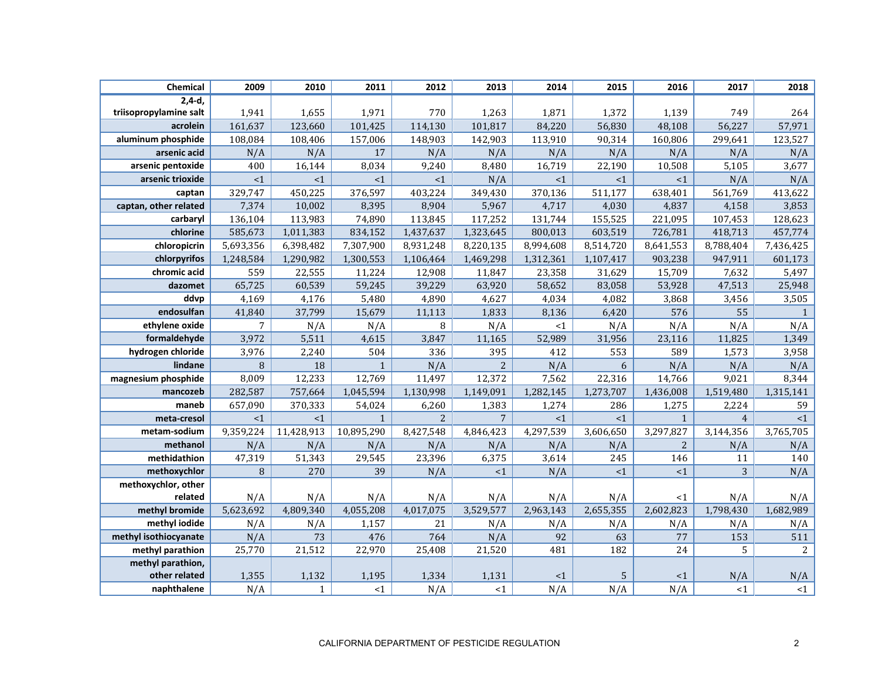| Chemical | 2009 | 2010 | 2011 | 2012 | 2013 | 2014 | 2015 | 2016 | 2017 | 2018 |
|---|---|---|---|---|---|---|---|---|---|---|
| 2,4-d, triisopropylamine salt | 1,941 | 1,655 | 1,971 | 770 | 1,263 | 1,871 | 1,372 | 1,139 | 749 | 264 |
| acrolein | 161,637 | 123,660 | 101,425 | 114,130 | 101,817 | 84,220 | 56,830 | 48,108 | 56,227 | 57,971 |
| aluminum phosphide | 108,084 | 108,406 | 157,006 | 148,903 | 142,903 | 113,910 | 90,314 | 160,806 | 299,641 | 123,527 |
| arsenic acid | N/A | N/A | 17 | N/A | N/A | N/A | N/A | N/A | N/A | N/A |
| arsenic pentoxide | 400 | 16,144 | 8,034 | 9,240 | 8,480 | 16,719 | 22,190 | 10,508 | 5,105 | 3,677 |
| arsenic trioxide | <1 | <1 | <1 | <1 | N/A | <1 | <1 | <1 | N/A | N/A |
| captan | 329,747 | 450,225 | 376,597 | 403,224 | 349,430 | 370,136 | 511,177 | 638,401 | 561,769 | 413,622 |
| captan, other related | 7,374 | 10,002 | 8,395 | 8,904 | 5,967 | 4,717 | 4,030 | 4,837 | 4,158 | 3,853 |
| carbaryl | 136,104 | 113,983 | 74,890 | 113,845 | 117,252 | 131,744 | 155,525 | 221,095 | 107,453 | 128,623 |
| chlorine | 585,673 | 1,011,383 | 834,152 | 1,437,637 | 1,323,645 | 800,013 | 603,519 | 726,781 | 418,713 | 457,774 |
| chloropicrin | 5,693,356 | 6,398,482 | 7,307,900 | 8,931,248 | 8,220,135 | 8,994,608 | 8,514,720 | 8,641,553 | 8,788,404 | 7,436,425 |
| chlorpyrifos | 1,248,584 | 1,290,982 | 1,300,553 | 1,106,464 | 1,469,298 | 1,312,361 | 1,107,417 | 903,238 | 947,911 | 601,173 |
| chromic acid | 559 | 22,555 | 11,224 | 12,908 | 11,847 | 23,358 | 31,629 | 15,709 | 7,632 | 5,497 |
| dazomet | 65,725 | 60,539 | 59,245 | 39,229 | 63,920 | 58,652 | 83,058 | 53,928 | 47,513 | 25,948 |
| ddvp | 4,169 | 4,176 | 5,480 | 4,890 | 4,627 | 4,034 | 4,082 | 3,868 | 3,456 | 3,505 |
| endosulfan | 41,840 | 37,799 | 15,679 | 11,113 | 1,833 | 8,136 | 6,420 | 576 | 55 | 1 |
| ethylene oxide | 7 | N/A | N/A | 8 | N/A | <1 | N/A | N/A | N/A | N/A |
| formaldehyde | 3,972 | 5,511 | 4,615 | 3,847 | 11,165 | 52,989 | 31,956 | 23,116 | 11,825 | 1,349 |
| hydrogen chloride | 3,976 | 2,240 | 504 | 336 | 395 | 412 | 553 | 589 | 1,573 | 3,958 |
| lindane | 8 | 18 | 1 | N/A | 2 | N/A | 6 | N/A | N/A | N/A |
| magnesium phosphide | 8,009 | 12,233 | 12,769 | 11,497 | 12,372 | 7,562 | 22,316 | 14,766 | 9,021 | 8,344 |
| mancozeb | 282,587 | 757,664 | 1,045,594 | 1,130,998 | 1,149,091 | 1,282,145 | 1,273,707 | 1,436,008 | 1,519,480 | 1,315,141 |
| maneb | 657,090 | 370,333 | 54,024 | 6,260 | 1,383 | 1,274 | 286 | 1,275 | 2,224 | 59 |
| meta-cresol | <1 | <1 | 1 | 2 | 7 | <1 | <1 | 1 | 4 | <1 |
| metam-sodium | 9,359,224 | 11,428,913 | 10,895,290 | 8,427,548 | 4,846,423 | 4,297,539 | 3,606,650 | 3,297,827 | 3,144,356 | 3,765,705 |
| methanol | N/A | N/A | N/A | N/A | N/A | N/A | N/A | 2 | N/A | N/A |
| methidathion | 47,319 | 51,343 | 29,545 | 23,396 | 6,375 | 3,614 | 245 | 146 | 11 | 140 |
| methoxychlor | 8 | 270 | 39 | N/A | <1 | N/A | <1 | <1 | 3 | N/A |
| methoxychlor, other related | N/A | N/A | N/A | N/A | N/A | N/A | N/A | <1 | N/A | N/A |
| methyl bromide | 5,623,692 | 4,809,340 | 4,055,208 | 4,017,075 | 3,529,577 | 2,963,143 | 2,655,355 | 2,602,823 | 1,798,430 | 1,682,989 |
| methyl iodide | N/A | N/A | 1,157 | 21 | N/A | N/A | N/A | N/A | N/A | N/A |
| methyl isothiocyanate | N/A | 73 | 476 | 764 | N/A | 92 | 63 | 77 | 153 | 511 |
| methyl parathion | 25,770 | 21,512 | 22,970 | 25,408 | 21,520 | 481 | 182 | 24 | 5 | 2 |
| methyl parathion, other related | 1,355 | 1,132 | 1,195 | 1,334 | 1,131 | <1 | 5 | <1 | N/A | N/A |
| naphthalene | N/A | 1 | <1 | N/A | <1 | N/A | N/A | N/A | <1 | <1 |

CALIFORNIA DEPARTMENT OF PESTICIDE REGULATION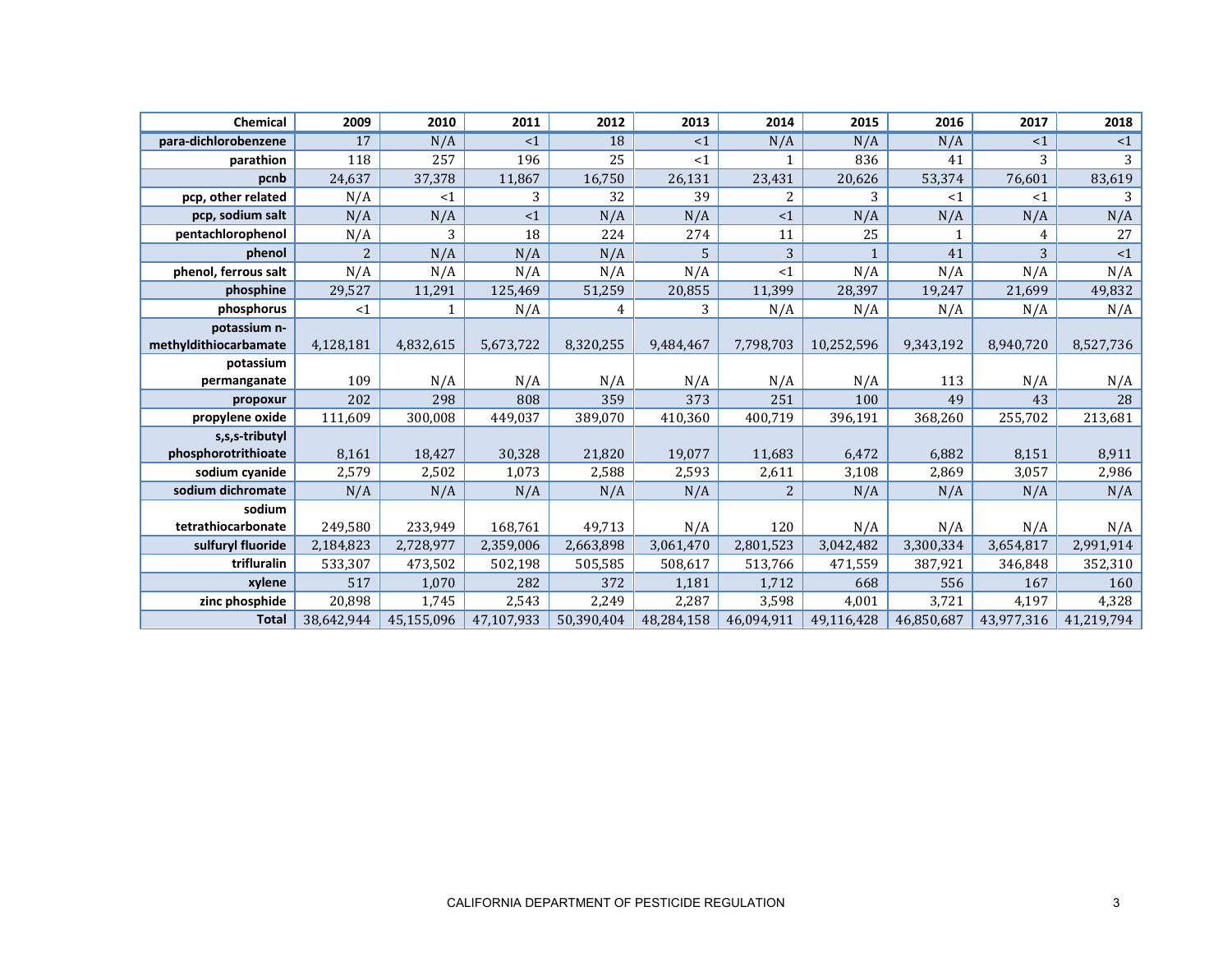| Chemical | 2009 | 2010 | 2011 | 2012 | 2013 | 2014 | 2015 | 2016 | 2017 | 2018 |
|---|---|---|---|---|---|---|---|---|---|---|
| para-dichlorobenzene | 17 | N/A | <1 | 18 | <1 | N/A | N/A | N/A | <1 | <1 |
| parathion | 118 | 257 | 196 | 25 | <1 | 1 | 836 | 41 | 3 | 3 |
| pcnb | 24,637 | 37,378 | 11,867 | 16,750 | 26,131 | 23,431 | 20,626 | 53,374 | 76,601 | 83,619 |
| pcp, other related | N/A | <1 | 3 | 32 | 39 | 2 | 3 | <1 | <1 | 3 |
| pcp, sodium salt | N/A | N/A | <1 | N/A | N/A | <1 | N/A | N/A | N/A | N/A |
| pentachlorophenol | N/A | 3 | 18 | 224 | 274 | 11 | 25 | 1 | 4 | 27 |
| phenol | 2 | N/A | N/A | N/A | 5 | 3 | 1 | 41 | 3 | <1 |
| phenol, ferrous salt | N/A | N/A | N/A | N/A | N/A | <1 | N/A | N/A | N/A | N/A |
| phosphine | 29,527 | 11,291 | 125,469 | 51,259 | 20,855 | 11,399 | 28,397 | 19,247 | 21,699 | 49,832 |
| phosphorus | <1 | 1 | N/A | 4 | 3 | N/A | N/A | N/A | N/A | N/A |
| potassium n-methyldithiocarbamate | 4,128,181 | 4,832,615 | 5,673,722 | 8,320,255 | 9,484,467 | 7,798,703 | 10,252,596 | 9,343,192 | 8,940,720 | 8,527,736 |
| potassium permanganate | 109 | N/A | N/A | N/A | N/A | N/A | N/A | 113 | N/A | N/A |
| propoxur | 202 | 298 | 808 | 359 | 373 | 251 | 100 | 49 | 43 | 28 |
| propylene oxide | 111,609 | 300,008 | 449,037 | 389,070 | 410,360 | 400,719 | 396,191 | 368,260 | 255,702 | 213,681 |
| s,s,s-tributyl phosphorotrithioate | 8,161 | 18,427 | 30,328 | 21,820 | 19,077 | 11,683 | 6,472 | 6,882 | 8,151 | 8,911 |
| sodium cyanide | 2,579 | 2,502 | 1,073 | 2,588 | 2,593 | 2,611 | 3,108 | 2,869 | 3,057 | 2,986 |
| sodium dichromate | N/A | N/A | N/A | N/A | N/A | 2 | N/A | N/A | N/A | N/A |
| sodium tetrathiocarbonate | 249,580 | 233,949 | 168,761 | 49,713 | N/A | 120 | N/A | N/A | N/A | N/A |
| sulfuryl fluoride | 2,184,823 | 2,728,977 | 2,359,006 | 2,663,898 | 3,061,470 | 2,801,523 | 3,042,482 | 3,300,334 | 3,654,817 | 2,991,914 |
| trifluralin | 533,307 | 473,502 | 502,198 | 505,585 | 508,617 | 513,766 | 471,559 | 387,921 | 346,848 | 352,310 |
| xylene | 517 | 1,070 | 282 | 372 | 1,181 | 1,712 | 668 | 556 | 167 | 160 |
| zinc phosphide | 20,898 | 1,745 | 2,543 | 2,249 | 2,287 | 3,598 | 4,001 | 3,721 | 4,197 | 4,328 |
| Total | 38,642,944 | 45,155,096 | 47,107,933 | 50,390,404 | 48,284,158 | 46,094,911 | 49,116,428 | 46,850,687 | 43,977,316 | 41,219,794 |